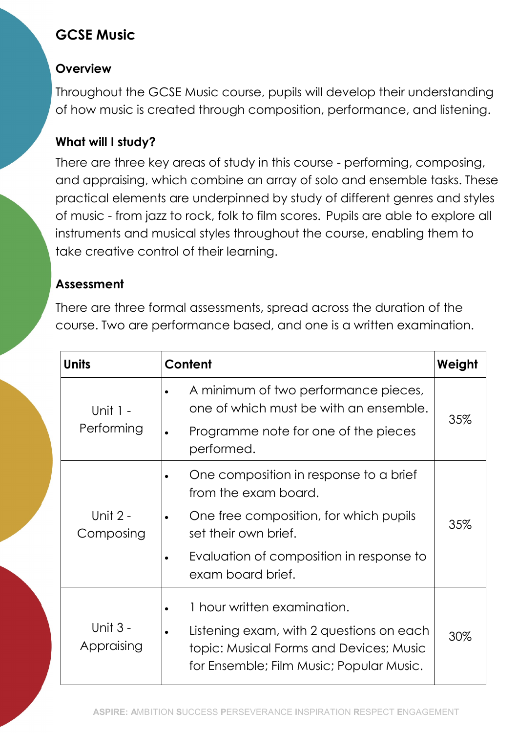# GCSE Music

## Overview

Throughout the GCSE Music course, pupils will develop their understanding of how music is created through composition, performance, and listening.

## What will I study?

There are three key areas of study in this course - performing, composing, and appraising, which combine an array of solo and ensemble tasks. These practical elements are underpinned by study of different genres and styles of music - from jazz to rock, folk to film scores. Pupils are able to explore all instruments and musical styles throughout the course, enabling them to take creative control of their learning.

## Assessment

There are three formal assessments, spread across the duration of the course. Two are performance based, and one is a written examination.

| Units | Content | Weight |
|---|---|---|
| Unit 1 - Performing | • A minimum of two performance pieces, one of which must be with an ensemble.<br>• Programme note for one of the pieces performed. | 35% |
| Unit 2 - Composing | • One composition in response to a brief from the exam board.<br>• One free composition, for which pupils set their own brief.<br>• Evaluation of composition in response to exam board brief. | 35% |
| Unit 3 - Appraising | • 1 hour written examination.<br>• Listening exam, with 2 questions on each topic: Musical Forms and Devices; Music for Ensemble; Film Music; Popular Music. | 30% |

ASPIRE: AMBITION SUCCESS PERSEVERANCE INSPIRATION RESPECT ENGAGEMENT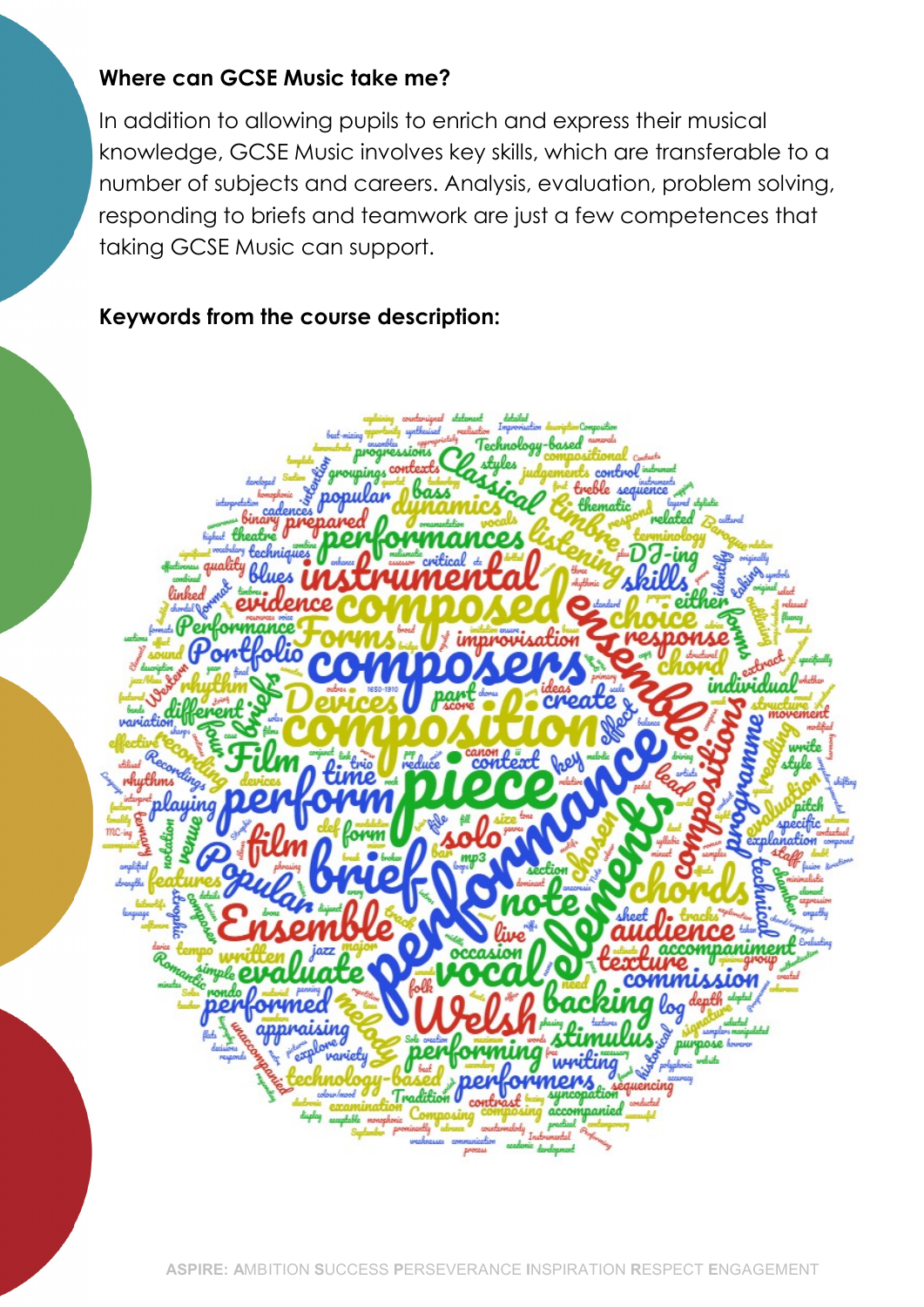**Where can GCSE Music take me?**

In addition to allowing pupils to enrich and express their musical knowledge, GCSE Music involves key skills, which are transferable to a number of subjects and careers. Analysis, evaluation, problem solving, responding to briefs and teamwork are just a few competences that taking GCSE Music can support.

**Keywords from the course description:**